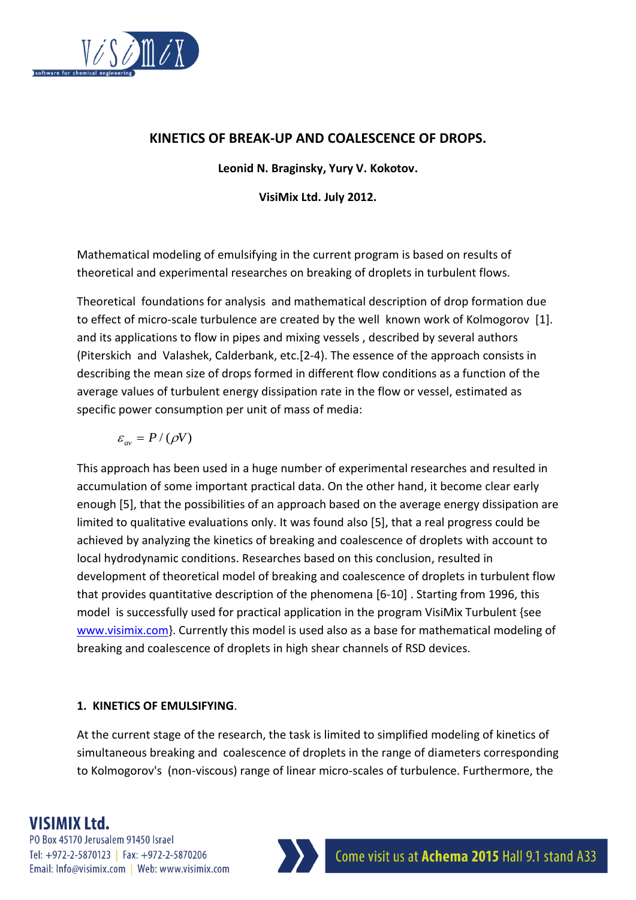## KINETICS OF BREAK-UP AND COALESCENCE OF DROPS.

**Leonid N. Braginsky, Yury V. Kokotov.**

**VisiMix Ltd. July 2012.**

Mathematical modeling of emulsifying in the current program is based on results of theoretical and experimental researches on breaking of droplets in turbulent flows.

Theoretical foundations for analysis and mathematical description of drop formation due to effect of micro-scale turbulence are created by the well known work of Kolmogorov [1]. and its applications to flow in pipes and mixing vessels , described by several authors (Piterskich and Valashek, Calderbank, etc.[2-4). The essence of the approach consists in describing the mean size of drops formed in different flow conditions as a function of the average values of turbulent energy dissipation rate in the flow or vessel, estimated as specific power consumption per unit of mass of media:

$$\varepsilon_{av} = P/(\rho V)$$

This approach has been used in a huge number of experimental researches and resulted in accumulation of some important practical data. On the other hand, it become clear early enough [5], that the possibilities of an approach based on the average energy dissipation are limited to qualitative evaluations only. It was found also [5], that a real progress could be achieved by analyzing the kinetics of breaking and coalescence of droplets with account to local hydrodynamic conditions. Researches based on this conclusion, resulted in development of theoretical model of breaking and coalescence of droplets in turbulent flow that provides quantitative description of the phenomena [6-10] . Starting from 1996, this model is successfully used for practical application in the program VisiMix Turbulent {see www.visimix.com}. Currently this model is used also as a base for mathematical modeling of breaking and coalescence of droplets in high shear channels of RSD devices.

### 1. KINETICS OF EMULSIFYING.

At the current stage of the research, the task is limited to simplified modeling of kinetics of simultaneous breaking and coalescence of droplets in the range of diameters corresponding to Kolmogorov's (non-viscous) range of linear micro-scales of turbulence. Furthermore, the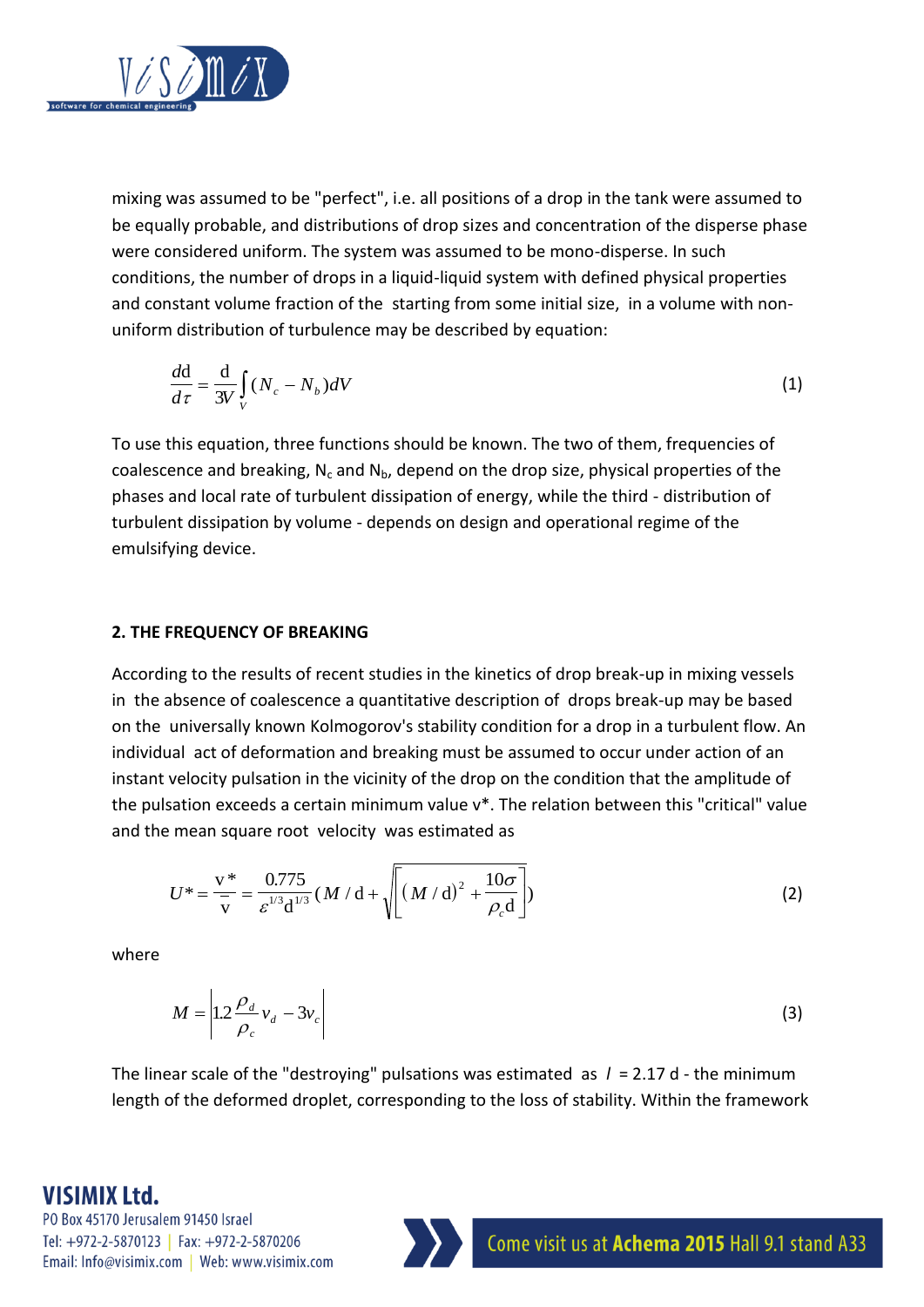mixing was assumed to be "perfect", i.e. all positions of a drop in the tank were assumed to be equally probable, and distributions of drop sizes and concentration of the disperse phase were considered uniform. The system was assumed to be mono-disperse. In such conditions, the number of drops in a liquid-liquid system with defined physical properties and constant volume fraction of the  starting from some initial size,  in a volume with non-uniform distribution of turbulence may be described by equation:

$$\frac{d\mathrm{d}}{d\tau} = \frac{\mathrm{d}}{3V}\int_V (N_c - N_b)dV \tag{1}$$

To use this equation, three functions should be known. The two of them, frequencies of coalescence and breaking, $N_c$ and $N_b$, depend on the drop size, physical properties of the phases and local rate of turbulent dissipation of energy, while the third - distribution of turbulent dissipation by volume - depends on design and operational regime of the emulsifying device.

## 2. THE FREQUENCY OF BREAKING

According to the results of recent studies in the kinetics of drop break-up in mixing vessels in  the absence of coalescence a quantitative description of  drops break-up may be based on the  universally known Kolmogorov's stability condition for a drop in a turbulent flow. An individual  act of deformation and breaking must be assumed to occur under action of an instant velocity pulsation in the vicinity of the drop on the condition that the amplitude of the pulsation exceeds a certain minimum value v*. The relation between this "critical" value and the mean square root  velocity  was estimated as

$$U^* = \frac{\mathrm{v}^*}{\bar{\mathrm{v}}} = \frac{0.775}{\varepsilon^{1/3}\mathrm{d}^{1/3}}\left(M/\mathrm{d} + \sqrt{\left[(M/\mathrm{d})^2 + \frac{10\sigma}{\rho_c \mathrm{d}}\right]}\right) \tag{2}$$

where

$$M = \left|1.2\frac{\rho_d}{\rho_c}v_d - 3v_c\right| \tag{3}$$

The linear scale of the "destroying" pulsations was estimated  as  $l$  = 2.17 d - the minimum length of the deformed droplet, corresponding to the loss of stability. Within the framework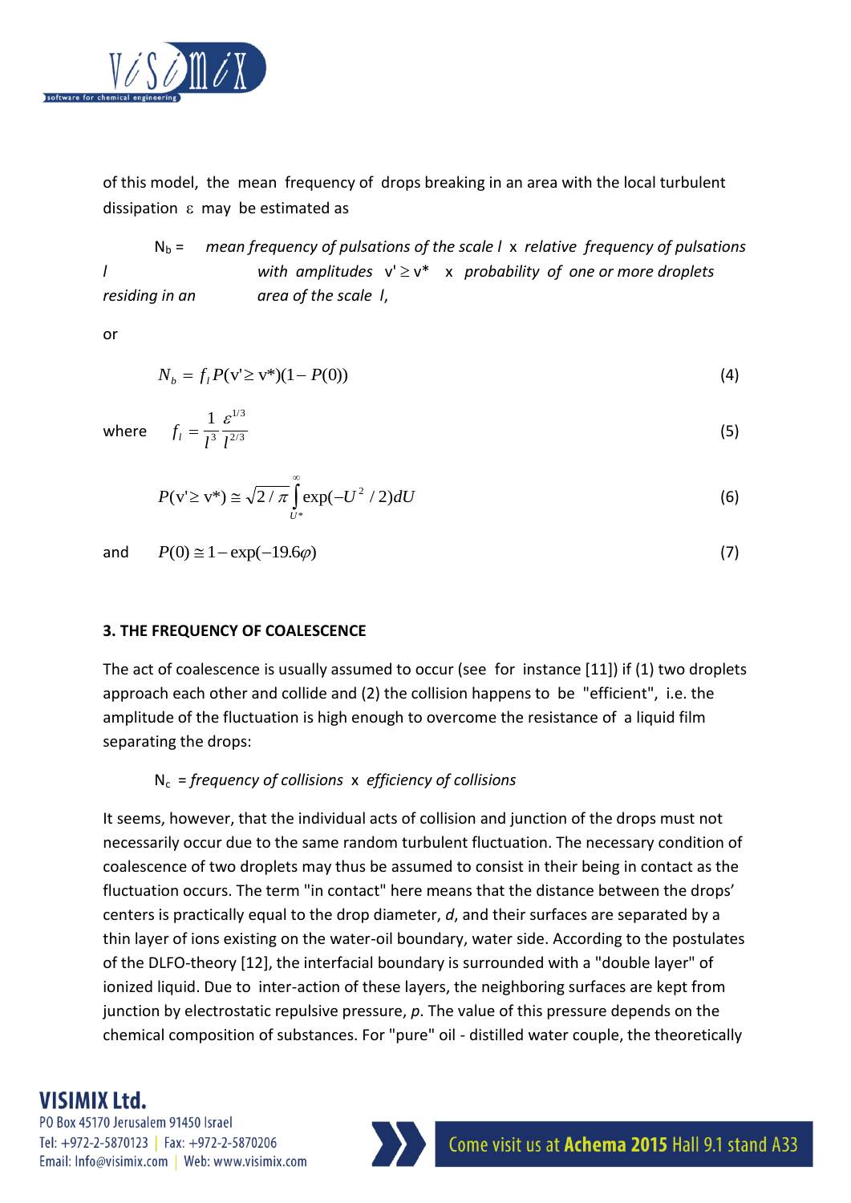of this model, the mean frequency of drops breaking in an area with the local turbulent dissipation $\varepsilon$ may be estimated as

$N_b$ = *mean frequency of pulsations of the scale $l$* x *relative frequency of pulsations $l$ with amplitudes* $v' \geq v^*$ x *probability of one or more droplets residing in an area of the scale $l$*,

or

$$N_b = f_l P(v' \geq v^*)(1 - P(0)) \tag{4}$$

where $$f_l = \frac{1}{l^3}\frac{\varepsilon^{1/3}}{l^{2/3}} \tag{5}$$

$$P(v' \geq v^*) \cong \sqrt{2/\pi}\int_{U^*}^{\infty} \exp(-U^2/2)dU \tag{6}$$

and $$P(0) \cong 1 - \exp(-19.6\varphi) \tag{7}$$

## 3. THE FREQUENCY OF COALESCENCE

The act of coalescence is usually assumed to occur (see for instance [11]) if (1) two droplets approach each other and collide and (2) the collision happens to be "efficient", i.e. the amplitude of the fluctuation is high enough to overcome the resistance of a liquid film separating the drops:

$N_c$ = *frequency of collisions* x *efficiency of collisions*

It seems, however, that the individual acts of collision and junction of the drops must not necessarily occur due to the same random turbulent fluctuation. The necessary condition of coalescence of two droplets may thus be assumed to consist in their being in contact as the fluctuation occurs. The term "in contact" here means that the distance between the drops' centers is practically equal to the drop diameter, *d*, and their surfaces are separated by a thin layer of ions existing on the water-oil boundary, water side. According to the postulates of the DLFO-theory [12], the interfacial boundary is surrounded with a "double layer" of ionized liquid. Due to inter-action of these layers, the neighboring surfaces are kept from junction by electrostatic repulsive pressure, *p*. The value of this pressure depends on the chemical composition of substances. For "pure" oil - distilled water couple, the theoretically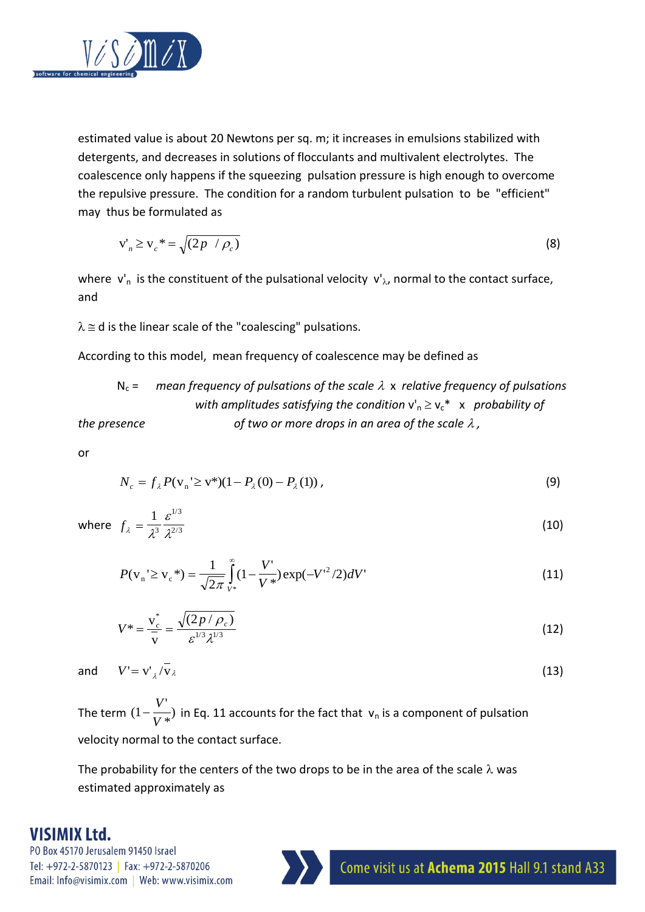estimated value is about 20 Newtons per sq. m; it increases in emulsions stabilized with detergents, and decreases in solutions of flocculants and multivalent electrolytes. The coalescence only happens if the squeezing pulsation pressure is high enough to overcome the repulsive pressure. The condition for a random turbulent pulsation to be "efficient" may thus be formulated as

$$\mathrm{v}'_n \geq \mathrm{v}_c{}^* = \sqrt{(2p \;/\rho_c)} \tag{8}$$

where $\mathrm{v}'_n$ is the constituent of the pulsational velocity $\mathrm{v}'_\lambda$, normal to the contact surface, and

$\lambda \cong d$ is the linear scale of the "coalescing" pulsations.

According to this model, mean frequency of coalescence may be defined as

$N_c$ = *mean frequency of pulsations of the scale* $\lambda$ x *relative frequency of pulsations with amplitudes satisfying the condition* $\mathrm{v}'_n \geq \mathrm{v}_c{}^*$ x *probability of the presence of two or more drops in an area of the scale* $\lambda$*,*

or

$$N_c = f_\lambda P(\mathrm{v}_n' \geq \mathrm{v}^*)(1 - P_\lambda(0) - P_\lambda(1))\,, \tag{9}$$

where $$f_\lambda = \frac{1}{\lambda^3}\frac{\varepsilon^{1/3}}{\lambda^{2/3}} \tag{10}$$

$$P(\mathrm{v}_n' \geq \mathrm{v}_c{}^*) = \frac{1}{\sqrt{2\pi}}\int_{V^*}^{\infty}(1 - \frac{V'}{V^*})\exp(-V'^2/2)dV' \tag{11}$$

$$V^* = \frac{\mathrm{v}_c^*}{\overline{\mathrm{v}}} = \frac{\sqrt{(2p/\rho_c)}}{\varepsilon^{1/3}\lambda^{1/3}} \tag{12}$$

and $$V' = \mathrm{v}'_\lambda/\overline{\mathrm{v}}_\lambda \tag{13}$$

The term $(1 - \frac{V'}{V^*})$ in Eq. 11 accounts for the fact that $\mathrm{v}_n$ is a component of pulsation velocity normal to the contact surface.

The probability for the centers of the two drops to be in the area of the scale $\lambda$ was estimated approximately as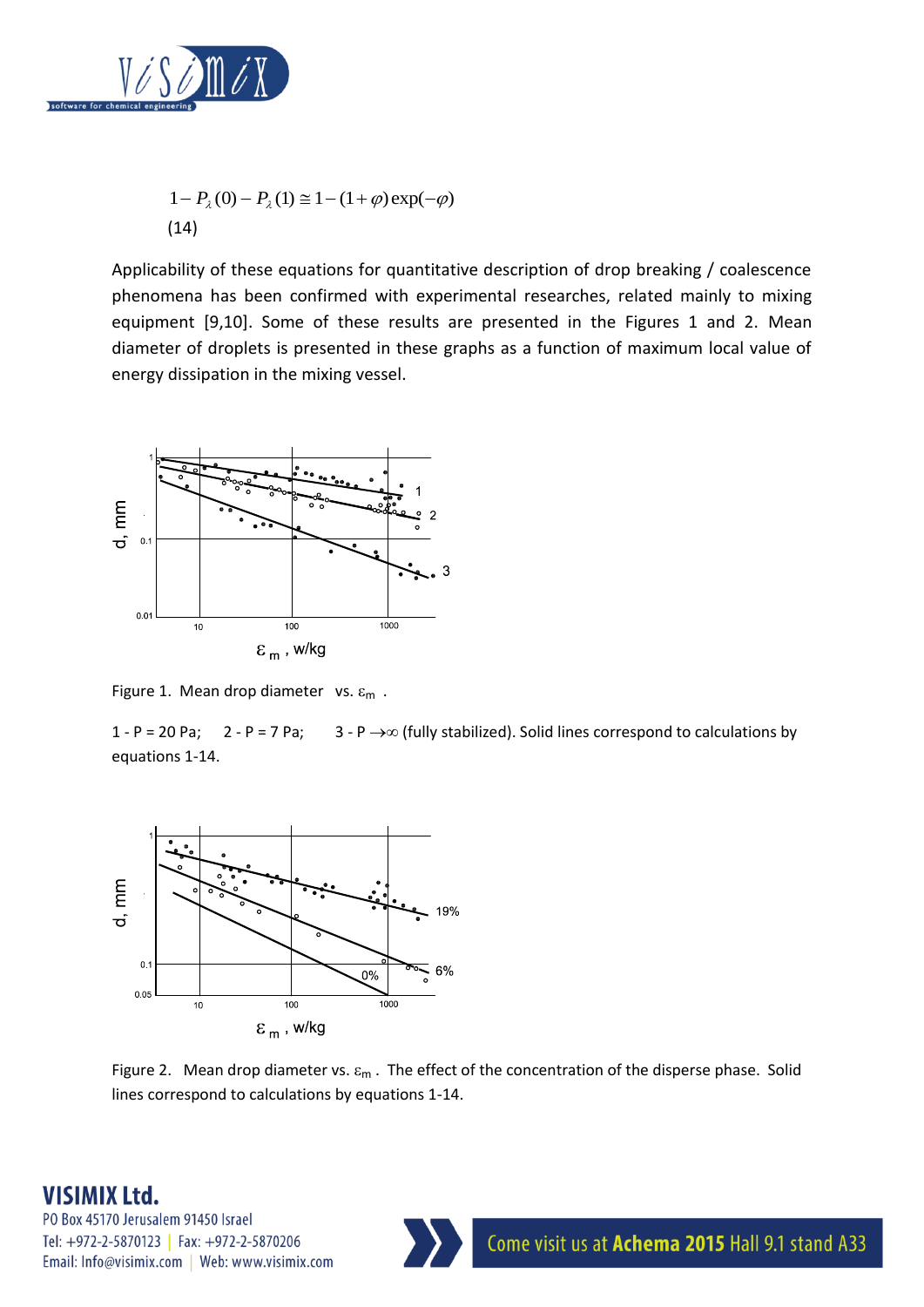$$1 - P_\lambda(0) - P_\lambda(1) \cong 1 - (1+\varphi)\exp(-\varphi)$$
(14)

Applicability of these equations for quantitative description of drop breaking / coalescence phenomena has been confirmed with experimental researches, related mainly to mixing equipment [9,10]. Some of these results are presented in the Figures 1 and 2. Mean diameter of droplets is presented in these graphs as a function of maximum local value of energy dissipation in the mixing vessel.

Figure 1. Mean drop diameter vs. $\varepsilon_m$ .

1 - P = 20 Pa; 2 - P = 7 Pa; 3 - P $\rightarrow\infty$ (fully stabilized). Solid lines correspond to calculations by equations 1-14.

Figure 2. Mean drop diameter vs. $\varepsilon_m$ . The effect of the concentration of the disperse phase. Solid lines correspond to calculations by equations 1-14.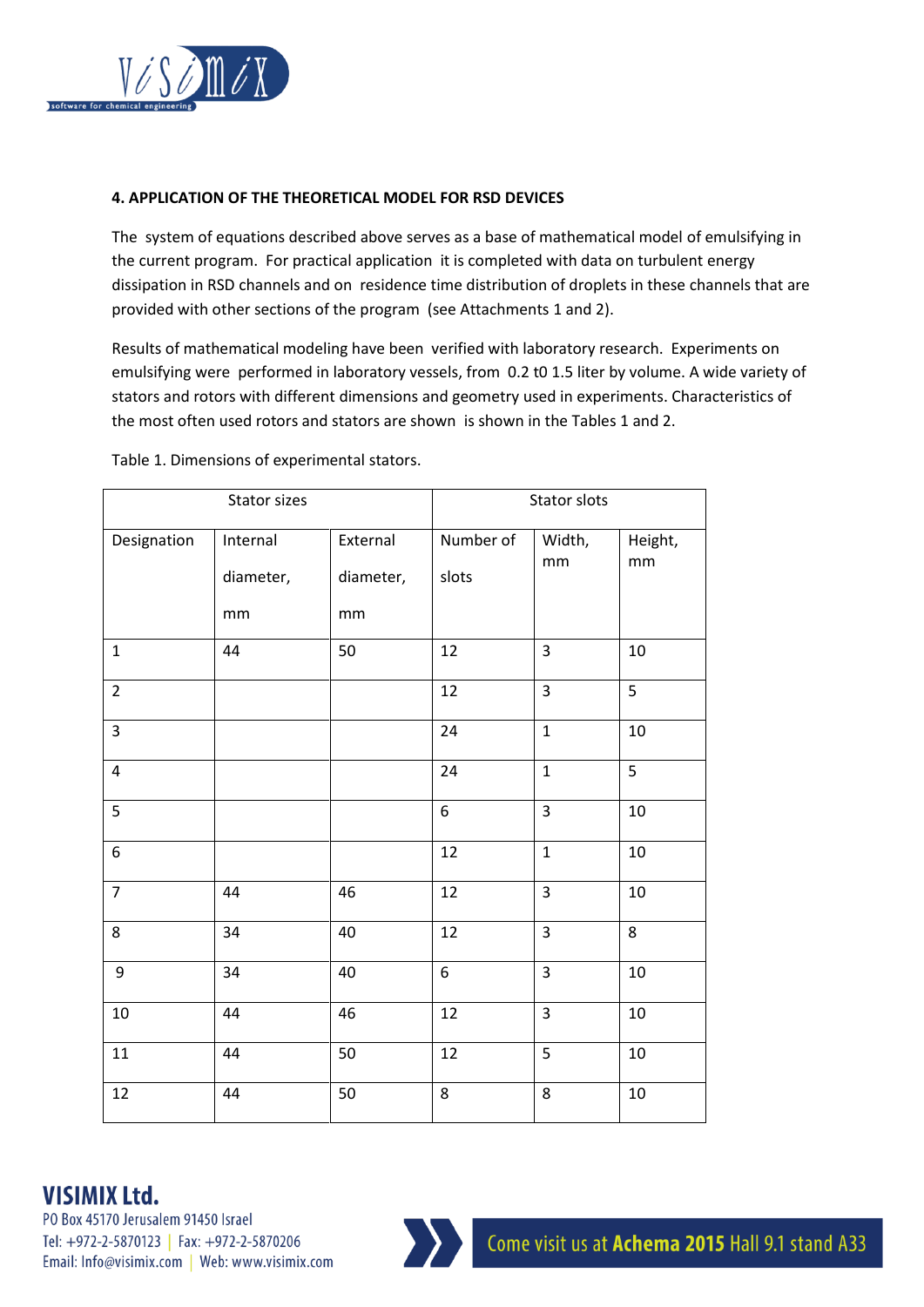### 4. APPLICATION OF THE THEORETICAL MODEL FOR RSD DEVICES

The system of equations described above serves as a base of mathematical model of emulsifying in the current program. For practical application it is completed with data on turbulent energy dissipation in RSD channels and on residence time distribution of droplets in these channels that are provided with other sections of the program (see Attachments 1 and 2).

Results of mathematical modeling have been verified with laboratory research. Experiments on emulsifying were performed in laboratory vessels, from 0.2 t0 1.5 liter by volume. A wide variety of stators and rotors with different dimensions and geometry used in experiments. Characteristics of the most often used rotors and stators are shown is shown in the Tables 1 and 2.

Table 1. Dimensions of experimental stators.

| Stator sizes | | | Stator slots | | |
|---|---|---|---|---|---|
| Designation | Internal diameter, mm | External diameter, mm | Number of slots | Width, mm | Height, mm |
| 1 | 44 | 50 | 12 | 3 | 10 |
| 2 | | | 12 | 3 | 5 |
| 3 | | | 24 | 1 | 10 |
| 4 | | | 24 | 1 | 5 |
| 5 | | | 6 | 3 | 10 |
| 6 | | | 12 | 1 | 10 |
| 7 | 44 | 46 | 12 | 3 | 10 |
| 8 | 34 | 40 | 12 | 3 | 8 |
| 9 | 34 | 40 | 6 | 3 | 10 |
| 10 | 44 | 46 | 12 | 3 | 10 |
| 11 | 44 | 50 | 12 | 5 | 10 |
| 12 | 44 | 50 | 8 | 8 | 10 |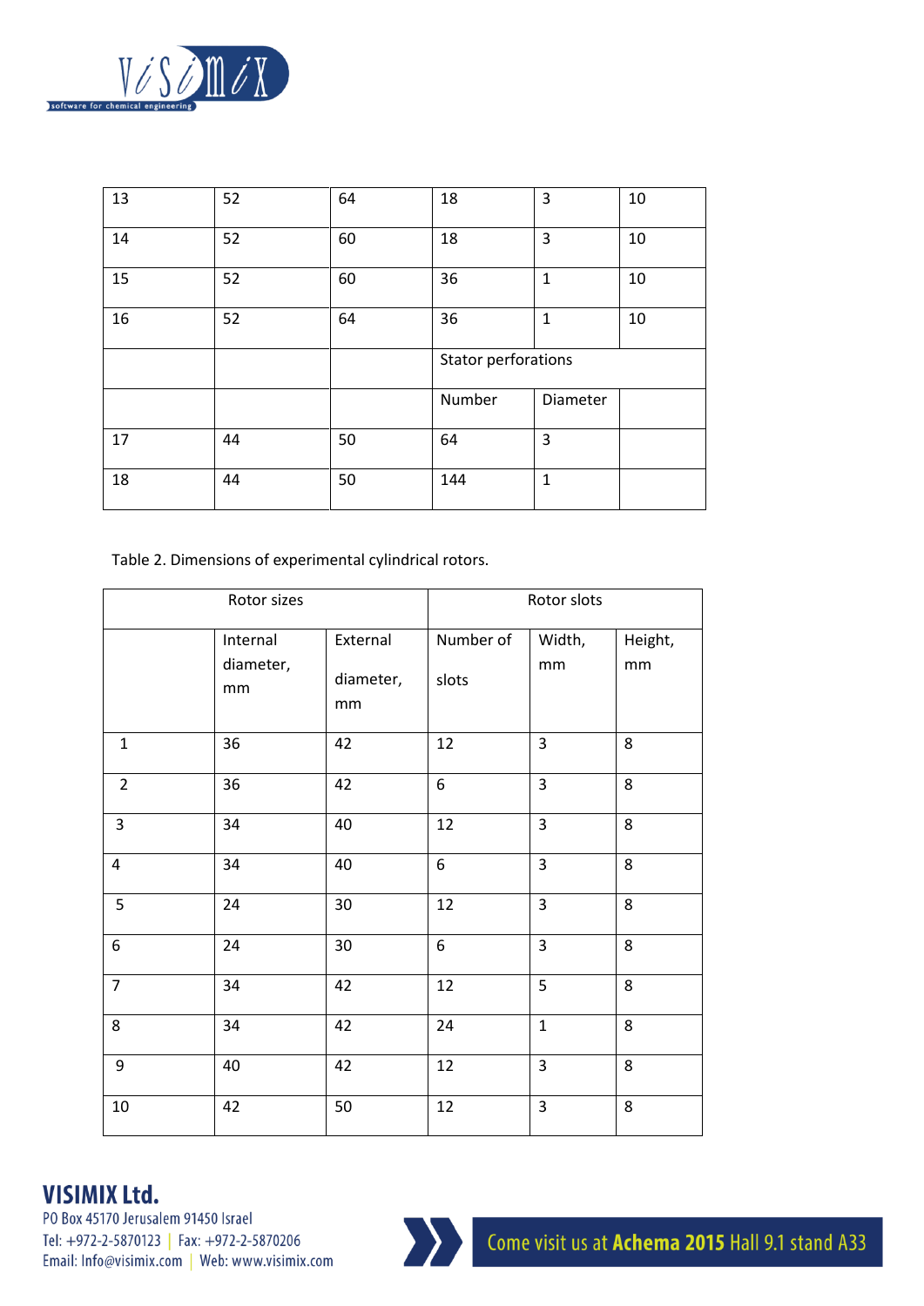| 13 | 52 | 64 | 18 | 3 | 10 |
|---|---|---|---|---|---|
| 14 | 52 | 60 | 18 | 3 | 10 |
| 15 | 52 | 60 | 36 | 1 | 10 |
| 16 | 52 | 64 | 36 | 1 | 10 |
| | | | Stator perforations | | |
| | | | Number | Diameter | |
| 17 | 44 | 50 | 64 | 3 | |
| 18 | 44 | 50 | 144 | 1 | |

Table 2. Dimensions of experimental cylindrical rotors.

| Rotor sizes | | | Rotor slots | | |
|---|---|---|---|---|---|
| | Internal diameter, mm | External diameter, mm | Number of slots | Width, mm | Height, mm |
| 1 | 36 | 42 | 12 | 3 | 8 |
| 2 | 36 | 42 | 6 | 3 | 8 |
| 3 | 34 | 40 | 12 | 3 | 8 |
| 4 | 34 | 40 | 6 | 3 | 8 |
| 5 | 24 | 30 | 12 | 3 | 8 |
| 6 | 24 | 30 | 6 | 3 | 8 |
| 7 | 34 | 42 | 12 | 5 | 8 |
| 8 | 34 | 42 | 24 | 1 | 8 |
| 9 | 40 | 42 | 12 | 3 | 8 |
| 10 | 42 | 50 | 12 | 3 | 8 |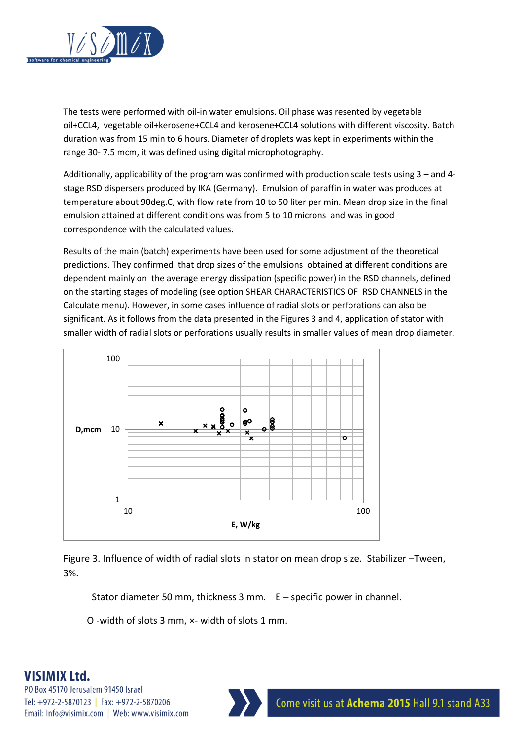The tests were performed with oil-in water emulsions. Oil phase was resented by vegetable oil+CCL4, vegetable oil+kerosene+CCL4 and kerosene+CCL4 solutions with different viscosity. Batch duration was from 15 min to 6 hours. Diameter of droplets was kept in experiments within the range 30- 7.5 mcm, it was defined using digital microphotography.

Additionally, applicability of the program was confirmed with production scale tests using 3 – and 4-stage RSD dispersers produced by IKA (Germany). Emulsion of paraffin in water was produces at temperature about 90deg.C, with flow rate from 10 to 50 liter per min. Mean drop size in the final emulsion attained at different conditions was from 5 to 10 microns and was in good correspondence with the calculated values.

Results of the main (batch) experiments have been used for some adjustment of the theoretical predictions. They confirmed that drop sizes of the emulsions obtained at different conditions are dependent mainly on the average energy dissipation (specific power) in the RSD channels, defined on the starting stages of modeling (see option SHEAR CHARACTERISTICS OF RSD CHANNELS in the Calculate menu). However, in some cases influence of radial slots or perforations can also be significant. As it follows from the data presented in the Figures 3 and 4, application of stator with smaller width of radial slots or perforations usually results in smaller values of mean drop diameter.

Figure 3. Influence of width of radial slots in stator on mean drop size. Stabilizer –Tween, 3%.

Stator diameter 50 mm, thickness 3 mm. E – specific power in channel.

O -width of slots 3 mm, ×- width of slots 1 mm.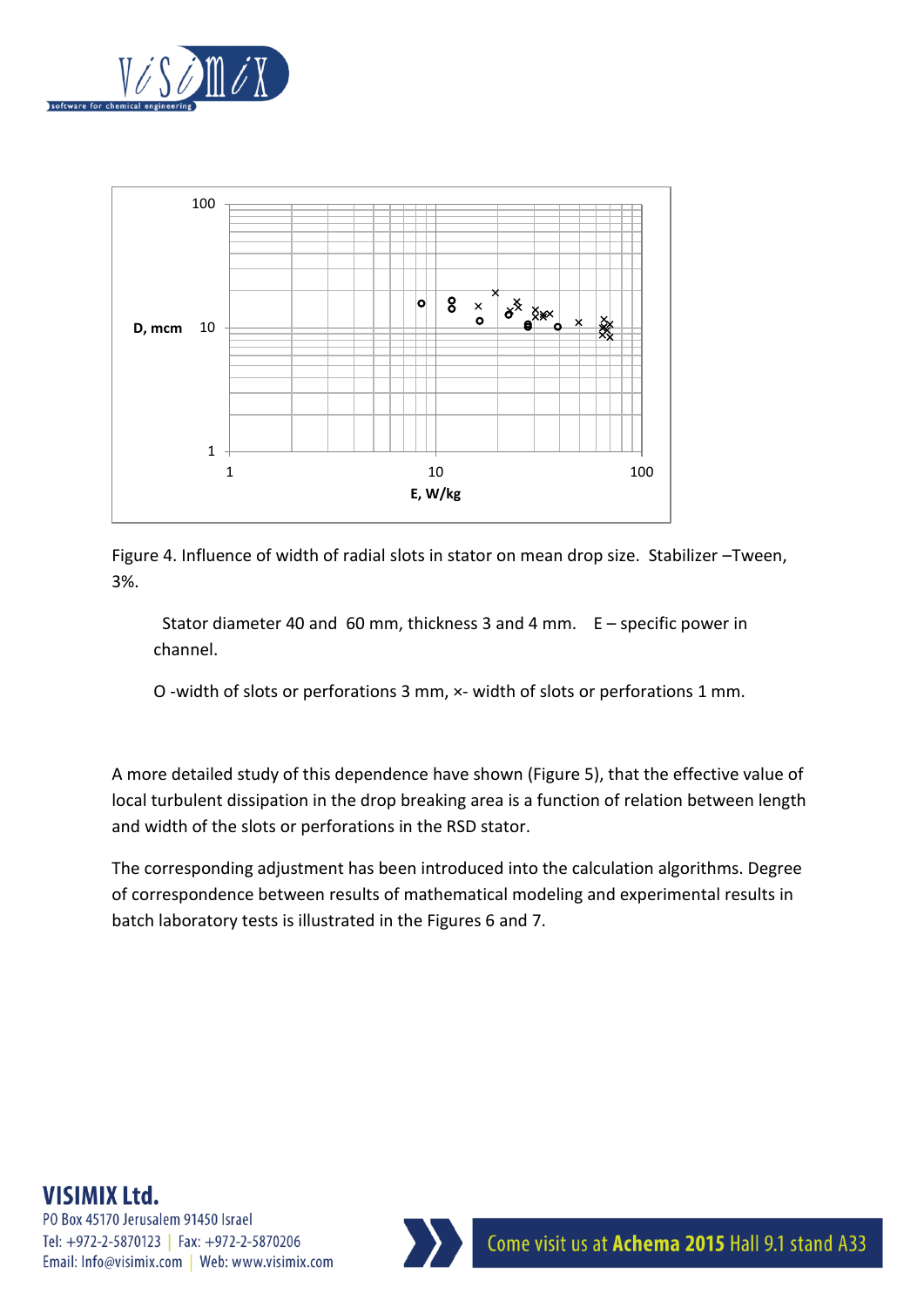Figure 4. Influence of width of radial slots in stator on mean drop size. Stabilizer –Tween, 3%.

Stator diameter 40 and 60 mm, thickness 3 and 4 mm. E – specific power in channel.

O -width of slots or perforations 3 mm, ×- width of slots or perforations 1 mm.

A more detailed study of this dependence have shown (Figure 5), that the effective value of local turbulent dissipation in the drop breaking area is a function of relation between length and width of the slots or perforations in the RSD stator.

The corresponding adjustment has been introduced into the calculation algorithms. Degree of correspondence between results of mathematical modeling and experimental results in batch laboratory tests is illustrated in the Figures 6 and 7.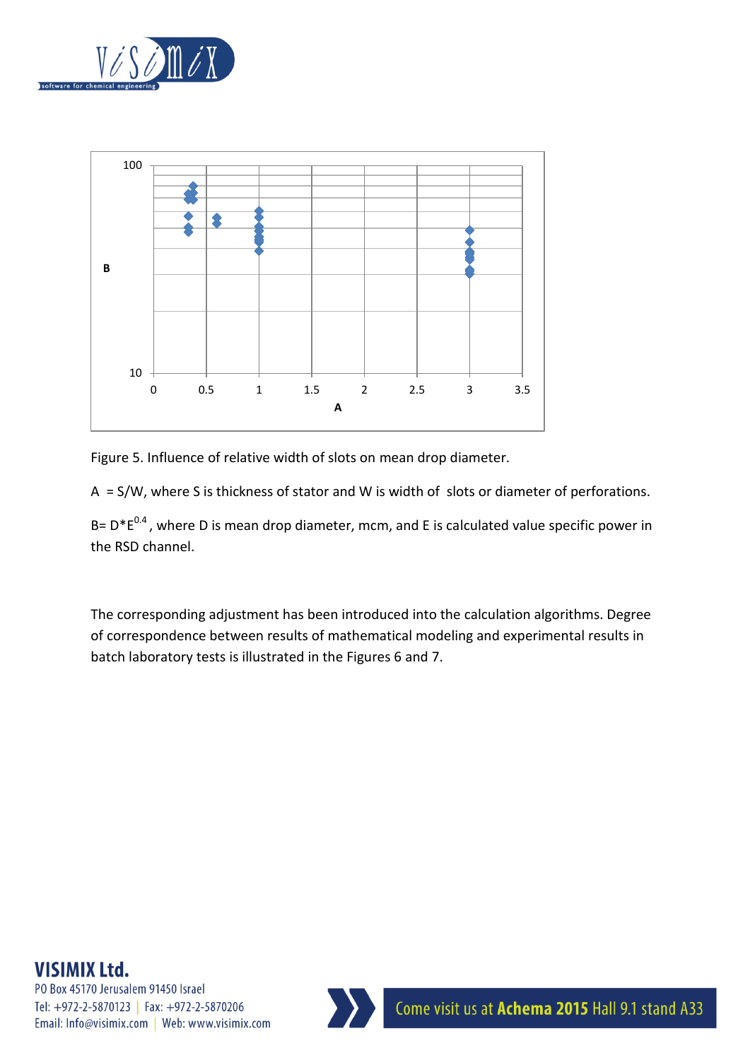Figure 5. Influence of relative width of slots on mean drop diameter.

A = S/W, where S is thickness of stator and W is width of slots or diameter of perforations.

B= $D*E^{0.4}$, where D is mean drop diameter, mcm, and E is calculated value specific power in the RSD channel.

The corresponding adjustment has been introduced into the calculation algorithms. Degree of correspondence between results of mathematical modeling and experimental results in batch laboratory tests is illustrated in the Figures 6 and 7.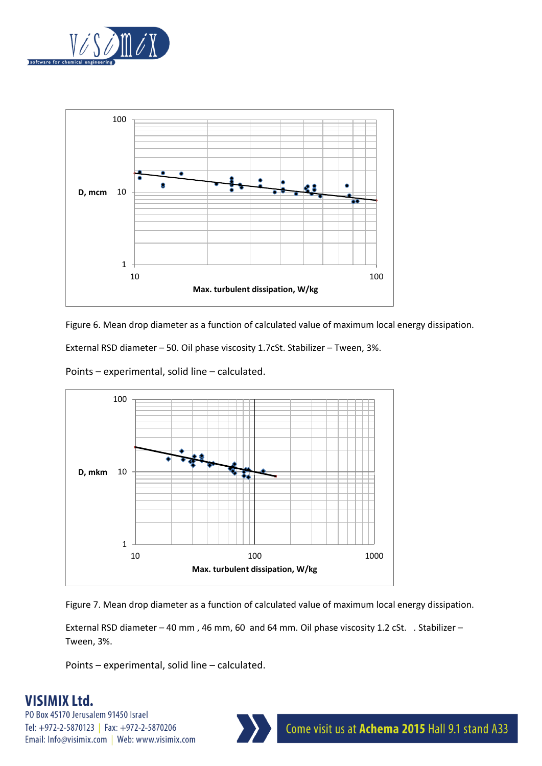Figure 6. Mean drop diameter as a function of calculated value of maximum local energy dissipation.

External RSD diameter – 50. Oil phase viscosity 1.7cSt. Stabilizer – Tween, 3%.

Points – experimental, solid line – calculated.

Figure 7. Mean drop diameter as a function of calculated value of maximum local energy dissipation.

External RSD diameter – 40 mm , 46 mm, 60 and 64 mm. Oil phase viscosity 1.2 cSt. . Stabilizer – Tween, 3%.

Points – experimental, solid line – calculated.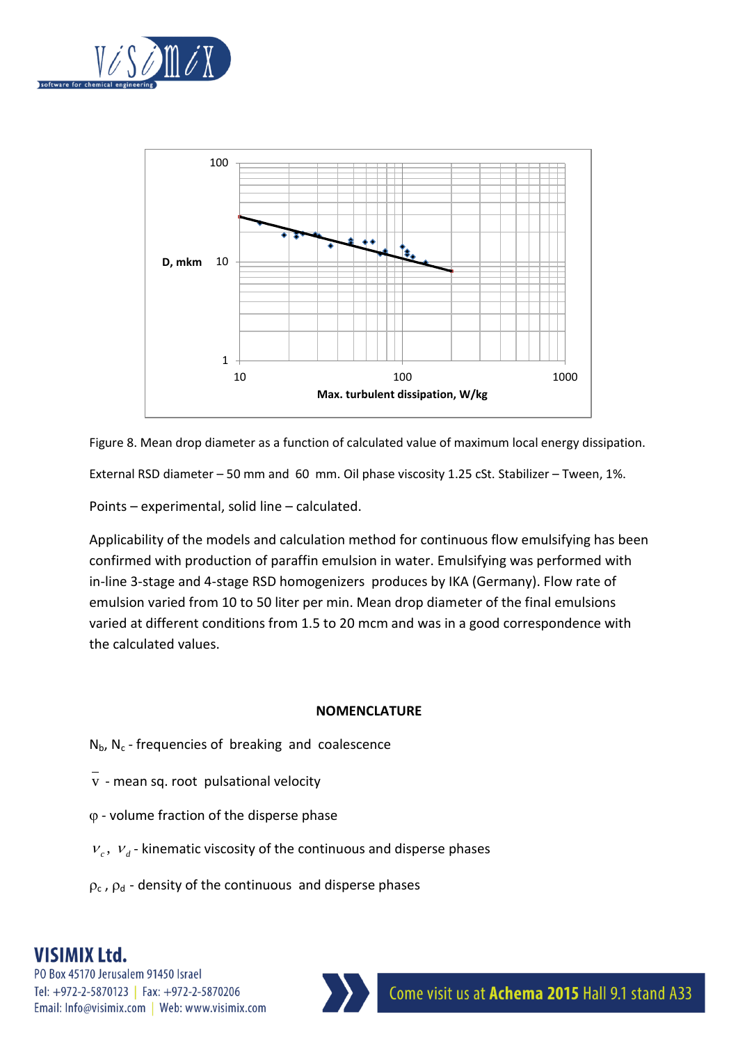Figure 8. Mean drop diameter as a function of calculated value of maximum local energy dissipation.

External RSD diameter – 50 mm and 60 mm. Oil phase viscosity 1.25 cSt. Stabilizer – Tween, 1%.

Points – experimental, solid line – calculated.

Applicability of the models and calculation method for continuous flow emulsifying has been confirmed with production of paraffin emulsion in water. Emulsifying was performed with in-line 3-stage and 4-stage RSD homogenizers produces by IKA (Germany). Flow rate of emulsion varied from 10 to 50 liter per min. Mean drop diameter of the final emulsions varied at different conditions from 1.5 to 20 mcm and was in a good correspondence with the calculated values.

## NOMENCLATURE

$N_b$, $N_c$ - frequencies of breaking and coalescence

$\bar{v}$ - mean sq. root pulsational velocity

$\varphi$ - volume fraction of the disperse phase

$\nu_c$, $\nu_d$ - kinematic viscosity of the continuous and disperse phases

$\rho_c$, $\rho_d$ - density of the continuous and disperse phases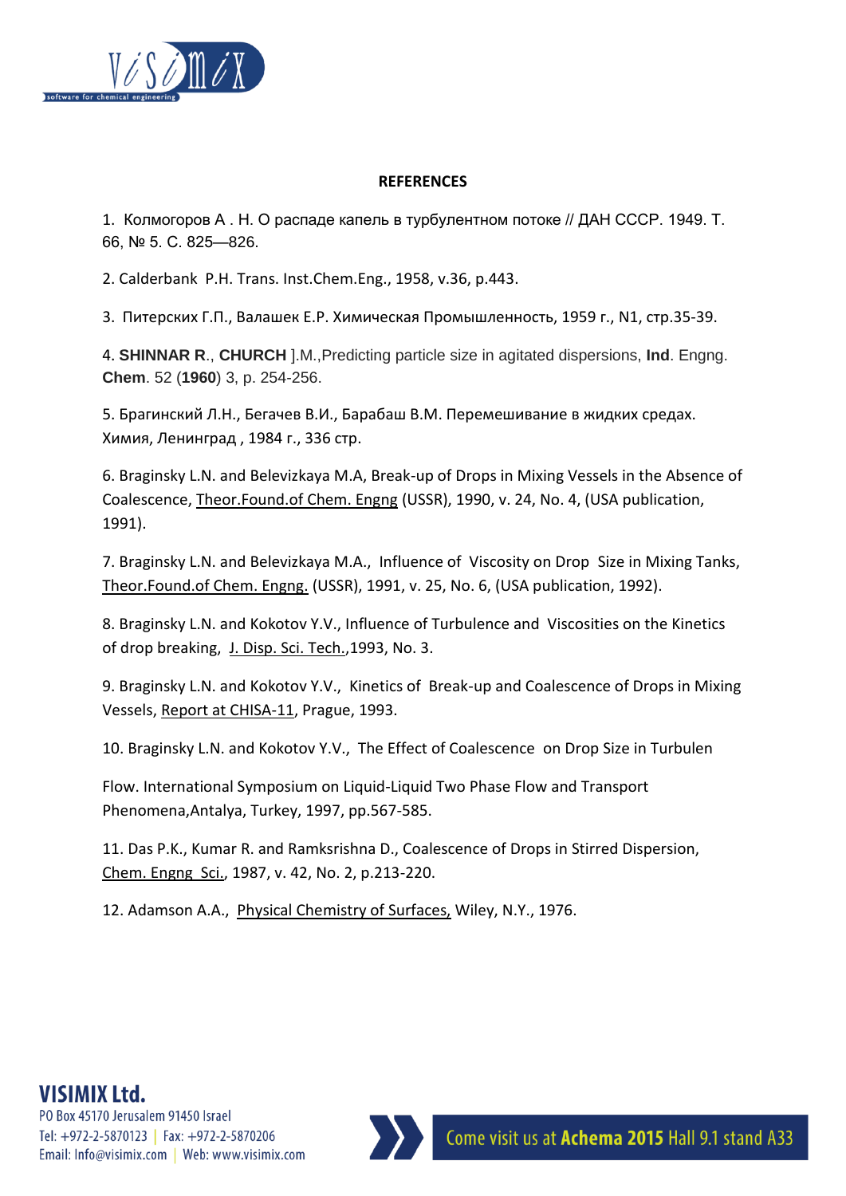## REFERENCES

1. Колмогоров А . Н. О распаде капель в турбулентном потоке // ДАН СССР. 1949. Т. 66, № 5. С. 825—826.

2. Calderbank P.H. Trans. Inst.Chem.Eng., 1958, v.36, p.443.

3. Питерских Г.П., Валашек Е.Р. Химическая Промышленность, 1959 г., N1, стр.35-39.

4. **SHINNAR R**., **CHURCH** ].M.,Predicting particle size in agitated dispersions, **Ind**. Engng. **Chem**. 52 (**1960**) 3, p. 254-256.

5. Брагинский Л.Н., Бегачев В.И., Барабаш В.М. Перемешивание в жидких средах. Химия, Ленинград , 1984 г., 336 стр.

6. Braginsky L.N. and Belevizkaya M.A, Break-up of Drops in Mixing Vessels in the Absence of Coalescence, Theor.Found.of Chem. Engng (USSR), 1990, v. 24, No. 4, (USA publication, 1991).

7. Braginsky L.N. and Belevizkaya M.A., Influence of Viscosity on Drop Size in Mixing Tanks, Theor.Found.of Chem. Engng. (USSR), 1991, v. 25, No. 6, (USA publication, 1992).

8. Braginsky L.N. and Kokotov Y.V., Influence of Turbulence and Viscosities on the Kinetics of drop breaking, J. Disp. Sci. Tech.,1993, No. 3.

9. Braginsky L.N. and Kokotov Y.V., Kinetics of Break-up and Coalescence of Drops in Mixing Vessels, Report at CHISA-11, Prague, 1993.

10. Braginsky L.N. and Kokotov Y.V., The Effect of Coalescence on Drop Size in Turbulen

Flow. International Symposium on Liquid-Liquid Two Phase Flow and Transport Phenomena,Antalya, Turkey, 1997, pp.567-585.

11. Das P.K., Kumar R. and Ramksrishna D., Coalescence of Drops in Stirred Dispersion, Chem. Engng Sci., 1987, v. 42, No. 2, p.213-220.

12. Adamson A.A., Physical Chemistry of Surfaces, Wiley, N.Y., 1976.